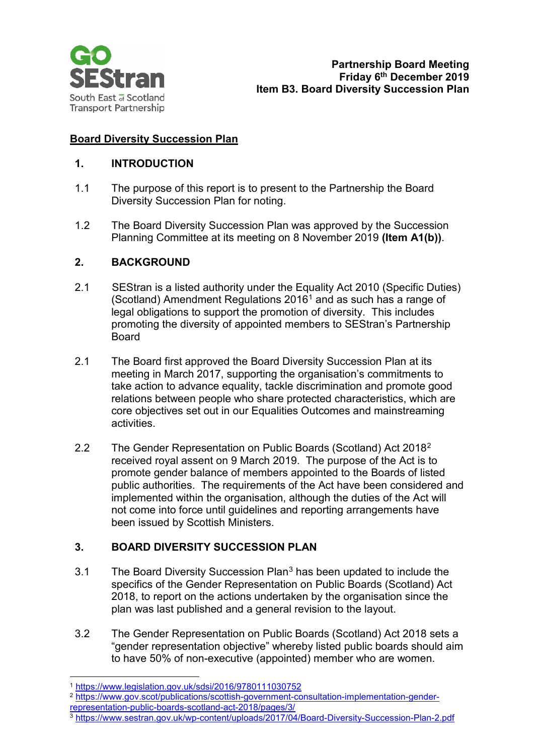**Partnership Board Meeting**
**Friday 6th December 2019**
**Item B3. Board Diversity Succession Plan**

## Board Diversity Succession Plan

### 1. INTRODUCTION

1.1 The purpose of this report is to present to the Partnership the Board Diversity Succession Plan for noting.

1.2 The Board Diversity Succession Plan was approved by the Succession Planning Committee at its meeting on 8 November 2019 **(Item A1(b))**.

### 2. BACKGROUND

2.1 SEStran is a listed authority under the Equality Act 2010 (Specific Duties) (Scotland) Amendment Regulations 2016[1] and as such has a range of legal obligations to support the promotion of diversity. This includes promoting the diversity of appointed members to SEStran's Partnership Board

2.1 The Board first approved the Board Diversity Succession Plan at its meeting in March 2017, supporting the organisation's commitments to take action to advance equality, tackle discrimination and promote good relations between people who share protected characteristics, which are core objectives set out in our Equalities Outcomes and mainstreaming activities.

2.2 The Gender Representation on Public Boards (Scotland) Act 2018[2] received royal assent on 9 March 2019. The purpose of the Act is to promote gender balance of members appointed to the Boards of listed public authorities. The requirements of the Act have been considered and implemented within the organisation, although the duties of the Act will not come into force until guidelines and reporting arrangements have been issued by Scottish Ministers.

### 3. BOARD DIVERSITY SUCCESSION PLAN

3.1 The Board Diversity Succession Plan[3] has been updated to include the specifics of the Gender Representation on Public Boards (Scotland) Act 2018, to report on the actions undertaken by the organisation since the plan was last published and a general revision to the layout.

3.2 The Gender Representation on Public Boards (Scotland) Act 2018 sets a "gender representation objective" whereby listed public boards should aim to have 50% of non-executive (appointed) member who are women.

---

[1] https://www.legislation.gov.uk/sdsi/2016/9780111030752

[2] https://www.gov.scot/publications/scottish-government-consultation-implementation-gender-representation-public-boards-scotland-act-2018/pages/3/

[3] https://www.sestran.gov.uk/wp-content/uploads/2017/04/Board-Diversity-Succession-Plan-2.pdf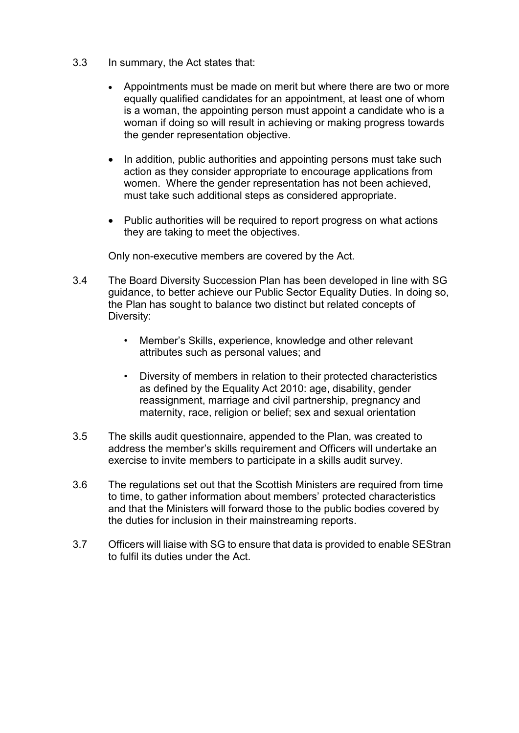3.3 In summary, the Act states that:

- Appointments must be made on merit but where there are two or more equally qualified candidates for an appointment, at least one of whom is a woman, the appointing person must appoint a candidate who is a woman if doing so will result in achieving or making progress towards the gender representation objective.
- In addition, public authorities and appointing persons must take such action as they consider appropriate to encourage applications from women. Where the gender representation has not been achieved, must take such additional steps as considered appropriate.
- Public authorities will be required to report progress on what actions they are taking to meet the objectives.

Only non-executive members are covered by the Act.

3.4 The Board Diversity Succession Plan has been developed in line with SG guidance, to better achieve our Public Sector Equality Duties. In doing so, the Plan has sought to balance two distinct but related concepts of Diversity:

- Member's Skills, experience, knowledge and other relevant attributes such as personal values; and
- Diversity of members in relation to their protected characteristics as defined by the Equality Act 2010: age, disability, gender reassignment, marriage and civil partnership, pregnancy and maternity, race, religion or belief; sex and sexual orientation

3.5 The skills audit questionnaire, appended to the Plan, was created to address the member's skills requirement and Officers will undertake an exercise to invite members to participate in a skills audit survey.

3.6 The regulations set out that the Scottish Ministers are required from time to time, to gather information about members' protected characteristics and that the Ministers will forward those to the public bodies covered by the duties for inclusion in their mainstreaming reports.

3.7 Officers will liaise with SG to ensure that data is provided to enable SEStran to fulfil its duties under the Act.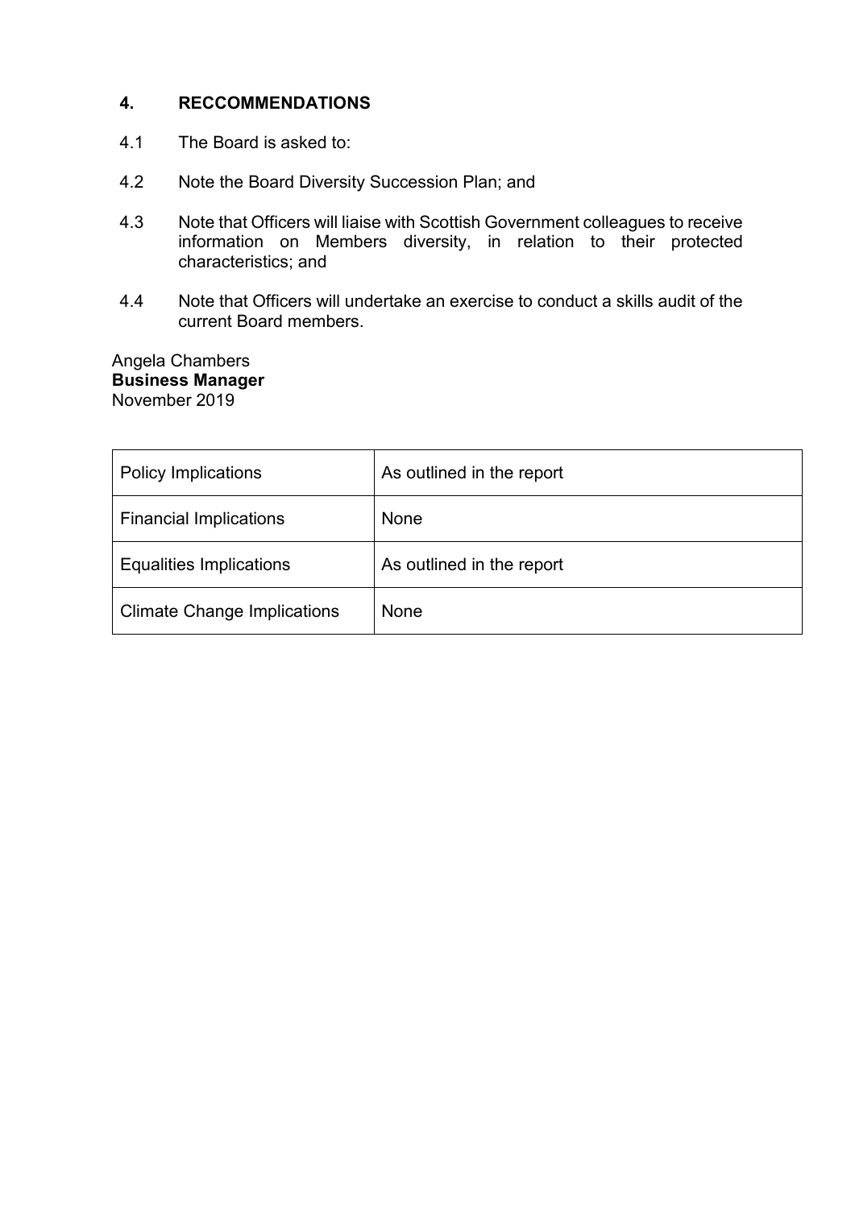## 4. RECCOMMENDATIONS

4.1 The Board is asked to:

4.2 Note the Board Diversity Succession Plan; and

4.3 Note that Officers will liaise with Scottish Government colleagues to receive information on Members diversity, in relation to their protected characteristics; and

4.4 Note that Officers will undertake an exercise to conduct a skills audit of the current Board members.

Angela Chambers
**Business Manager**
November 2019

| | |
|---|---|
| Policy Implications | As outlined in the report |
| Financial Implications | None |
| Equalities Implications | As outlined in the report |
| Climate Change Implications | None |